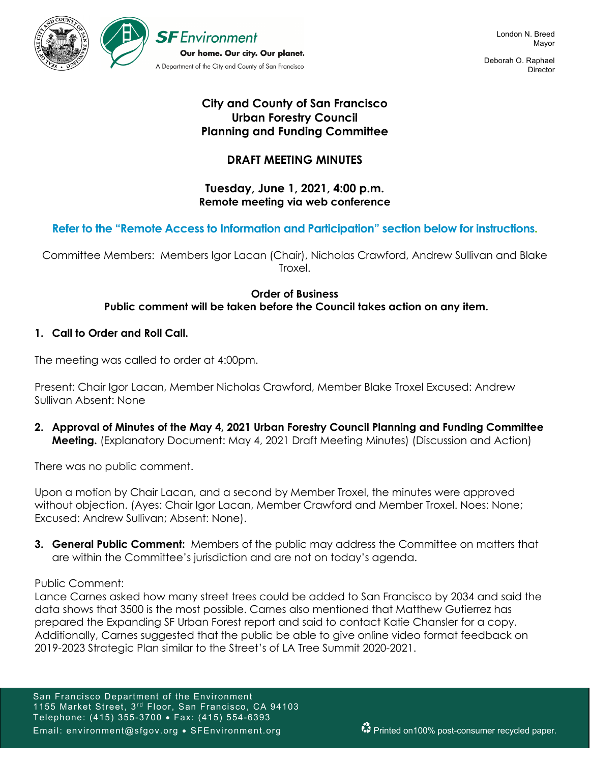London N. Breed
Mayor

Deborah O. Raphael
Director

SF Environment
Our home. Our city. Our planet.
A Department of the City and County of San Francisco

# City and County of San Francisco
# Urban Forestry Council
# Planning and Funding Committee

## DRAFT MEETING MINUTES

**Tuesday, June 1, 2021, 4:00 p.m.**
**Remote meeting via web conference**

**Refer to the "Remote Access to Information and Participation" section below for instructions.**

Committee Members: Members Igor Lacan (Chair), Nicholas Crawford, Andrew Sullivan and Blake Troxel.

**Order of Business**
**Public comment will be taken before the Council takes action on any item.**

1. **Call to Order and Roll Call.**

The meeting was called to order at 4:00pm.

Present: Chair Igor Lacan, Member Nicholas Crawford, Member Blake Troxel Excused: Andrew Sullivan Absent: None

2. **Approval of Minutes of the May 4, 2021 Urban Forestry Council Planning and Funding Committee Meeting.** (Explanatory Document: May 4, 2021 Draft Meeting Minutes) (Discussion and Action)

There was no public comment.

Upon a motion by Chair Lacan, and a second by Member Troxel, the minutes were approved without objection. (Ayes: Chair Igor Lacan, Member Crawford and Member Troxel. Noes: None; Excused: Andrew Sullivan; Absent: None).

3. **General Public Comment:** Members of the public may address the Committee on matters that are within the Committee's jurisdiction and are not on today's agenda.

Public Comment:
Lance Carnes asked how many street trees could be added to San Francisco by 2034 and said the data shows that 3500 is the most possible. Carnes also mentioned that Matthew Gutierrez has prepared the Expanding SF Urban Forest report and said to contact Katie Chansler for a copy. Additionally, Carnes suggested that the public be able to give online video format feedback on 2019-2023 Strategic Plan similar to the Street's of LA Tree Summit 2020-2021.

San Francisco Department of the Environment
1155 Market Street, 3rd Floor, San Francisco, CA 94103
Telephone: (415) 355-3700 • Fax: (415) 554-6393
Email: environment@sfgov.org • SFEnvironment.org

Printed on100% post-consumer recycled paper.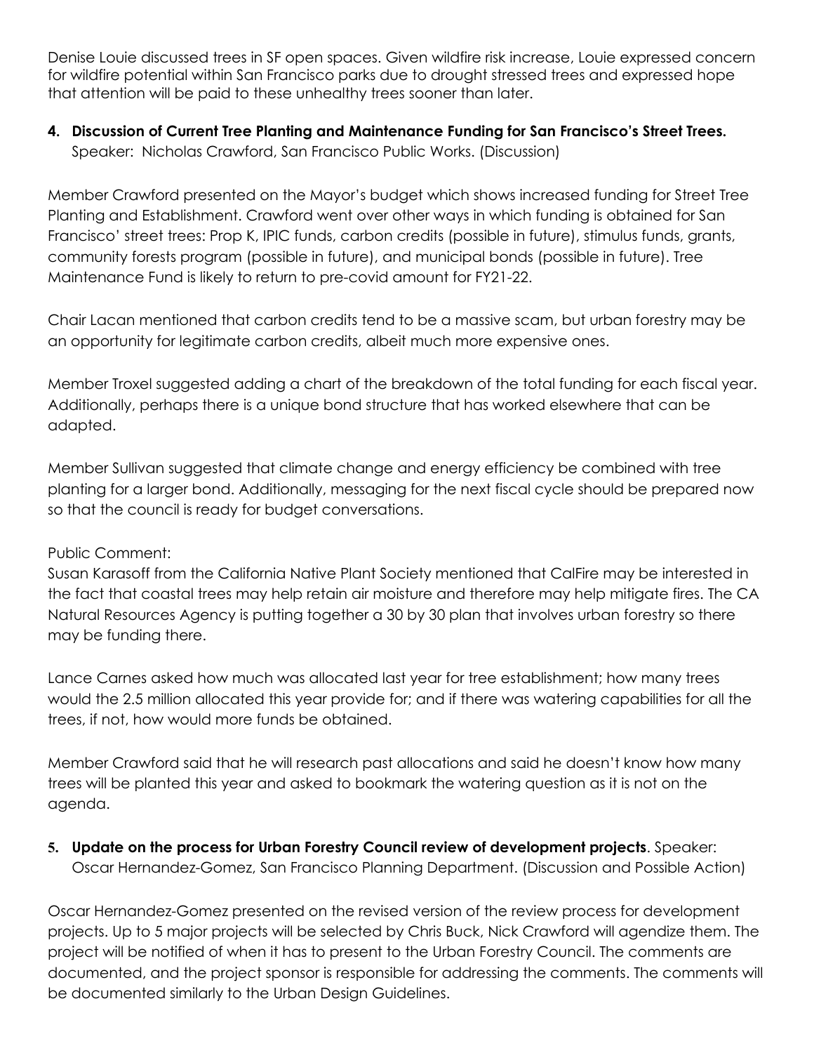Denise Louie discussed trees in SF open spaces. Given wildfire risk increase, Louie expressed concern for wildfire potential within San Francisco parks due to drought stressed trees and expressed hope that attention will be paid to these unhealthy trees sooner than later.

4. **Discussion of Current Tree Planting and Maintenance Funding for San Francisco's Street Trees.**
   Speaker: Nicholas Crawford, San Francisco Public Works. (Discussion)

Member Crawford presented on the Mayor's budget which shows increased funding for Street Tree Planting and Establishment. Crawford went over other ways in which funding is obtained for San Francisco' street trees: Prop K, IPIC funds, carbon credits (possible in future), stimulus funds, grants, community forests program (possible in future), and municipal bonds (possible in future). Tree Maintenance Fund is likely to return to pre-covid amount for FY21-22.

Chair Lacan mentioned that carbon credits tend to be a massive scam, but urban forestry may be an opportunity for legitimate carbon credits, albeit much more expensive ones.

Member Troxel suggested adding a chart of the breakdown of the total funding for each fiscal year. Additionally, perhaps there is a unique bond structure that has worked elsewhere that can be adapted.

Member Sullivan suggested that climate change and energy efficiency be combined with tree planting for a larger bond. Additionally, messaging for the next fiscal cycle should be prepared now so that the council is ready for budget conversations.

Public Comment:
Susan Karasoff from the California Native Plant Society mentioned that CalFire may be interested in the fact that coastal trees may help retain air moisture and therefore may help mitigate fires. The CA Natural Resources Agency is putting together a 30 by 30 plan that involves urban forestry so there may be funding there.

Lance Carnes asked how much was allocated last year for tree establishment; how many trees would the 2.5 million allocated this year provide for; and if there was watering capabilities for all the trees, if not, how would more funds be obtained.

Member Crawford said that he will research past allocations and said he doesn't know how many trees will be planted this year and asked to bookmark the watering question as it is not on the agenda.

5. **Update on the process for Urban Forestry Council review of development projects**. Speaker: Oscar Hernandez-Gomez, San Francisco Planning Department. (Discussion and Possible Action)

Oscar Hernandez-Gomez presented on the revised version of the review process for development projects. Up to 5 major projects will be selected by Chris Buck, Nick Crawford will agendize them. The project will be notified of when it has to present to the Urban Forestry Council. The comments are documented, and the project sponsor is responsible for addressing the comments. The comments will be documented similarly to the Urban Design Guidelines.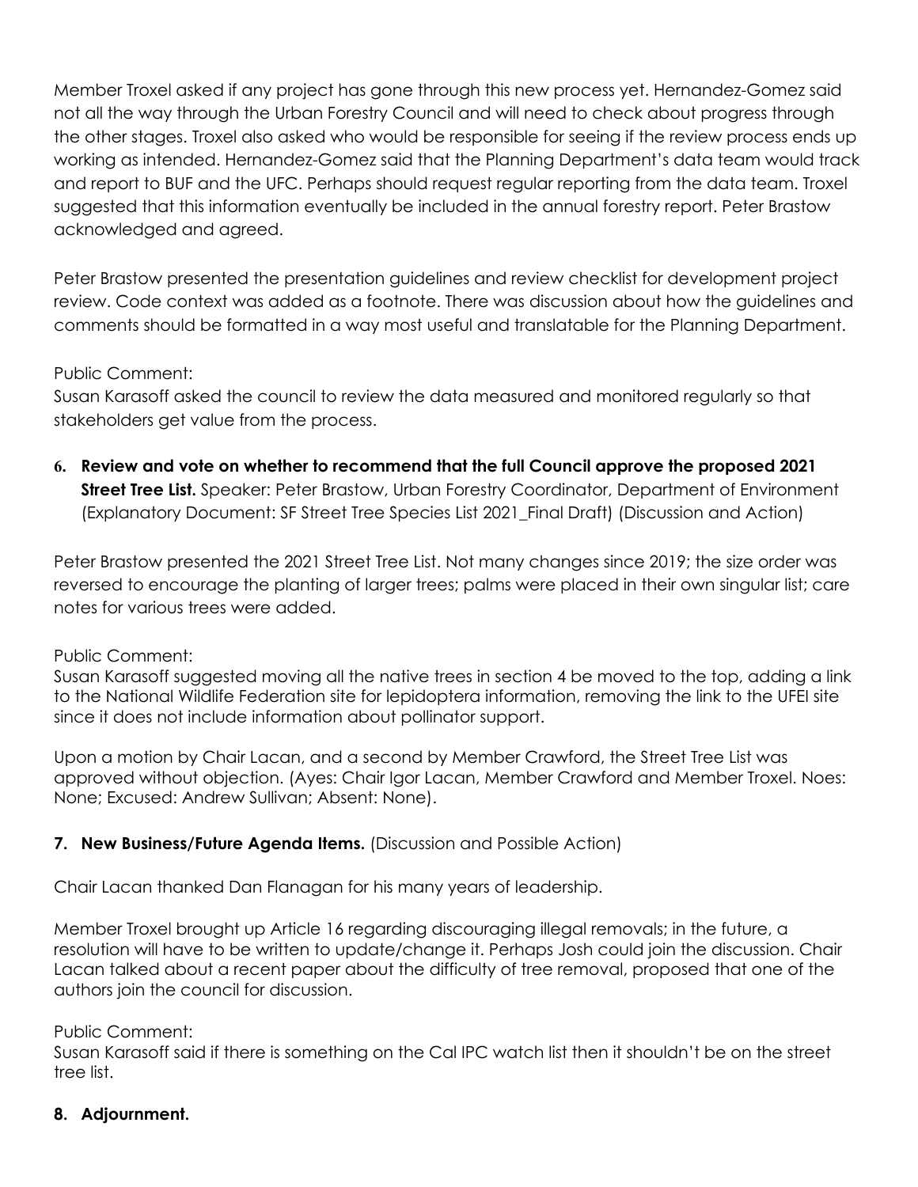Member Troxel asked if any project has gone through this new process yet. Hernandez-Gomez said not all the way through the Urban Forestry Council and will need to check about progress through the other stages. Troxel also asked who would be responsible for seeing if the review process ends up working as intended. Hernandez-Gomez said that the Planning Department's data team would track and report to BUF and the UFC. Perhaps should request regular reporting from the data team. Troxel suggested that this information eventually be included in the annual forestry report. Peter Brastow acknowledged and agreed.

Peter Brastow presented the presentation guidelines and review checklist for development project review. Code context was added as a footnote. There was discussion about how the guidelines and comments should be formatted in a way most useful and translatable for the Planning Department.

Public Comment:
Susan Karasoff asked the council to review the data measured and monitored regularly so that stakeholders get value from the process.

6. **Review and vote on whether to recommend that the full Council approve the proposed 2021 Street Tree List.** Speaker: Peter Brastow, Urban Forestry Coordinator, Department of Environment (Explanatory Document: SF Street Tree Species List 2021_Final Draft) (Discussion and Action)

Peter Brastow presented the 2021 Street Tree List. Not many changes since 2019; the size order was reversed to encourage the planting of larger trees; palms were placed in their own singular list; care notes for various trees were added.

Public Comment:
Susan Karasoff suggested moving all the native trees in section 4 be moved to the top, adding a link to the National Wildlife Federation site for lepidoptera information, removing the link to the UFEI site since it does not include information about pollinator support.

Upon a motion by Chair Lacan, and a second by Member Crawford, the Street Tree List was approved without objection. (Ayes: Chair Igor Lacan, Member Crawford and Member Troxel. Noes: None; Excused: Andrew Sullivan; Absent: None).

7. **New Business/Future Agenda Items.** (Discussion and Possible Action)

Chair Lacan thanked Dan Flanagan for his many years of leadership.

Member Troxel brought up Article 16 regarding discouraging illegal removals; in the future, a resolution will have to be written to update/change it. Perhaps Josh could join the discussion. Chair Lacan talked about a recent paper about the difficulty of tree removal, proposed that one of the authors join the council for discussion.

Public Comment:
Susan Karasoff said if there is something on the Cal IPC watch list then it shouldn't be on the street tree list.

8. **Adjournment.**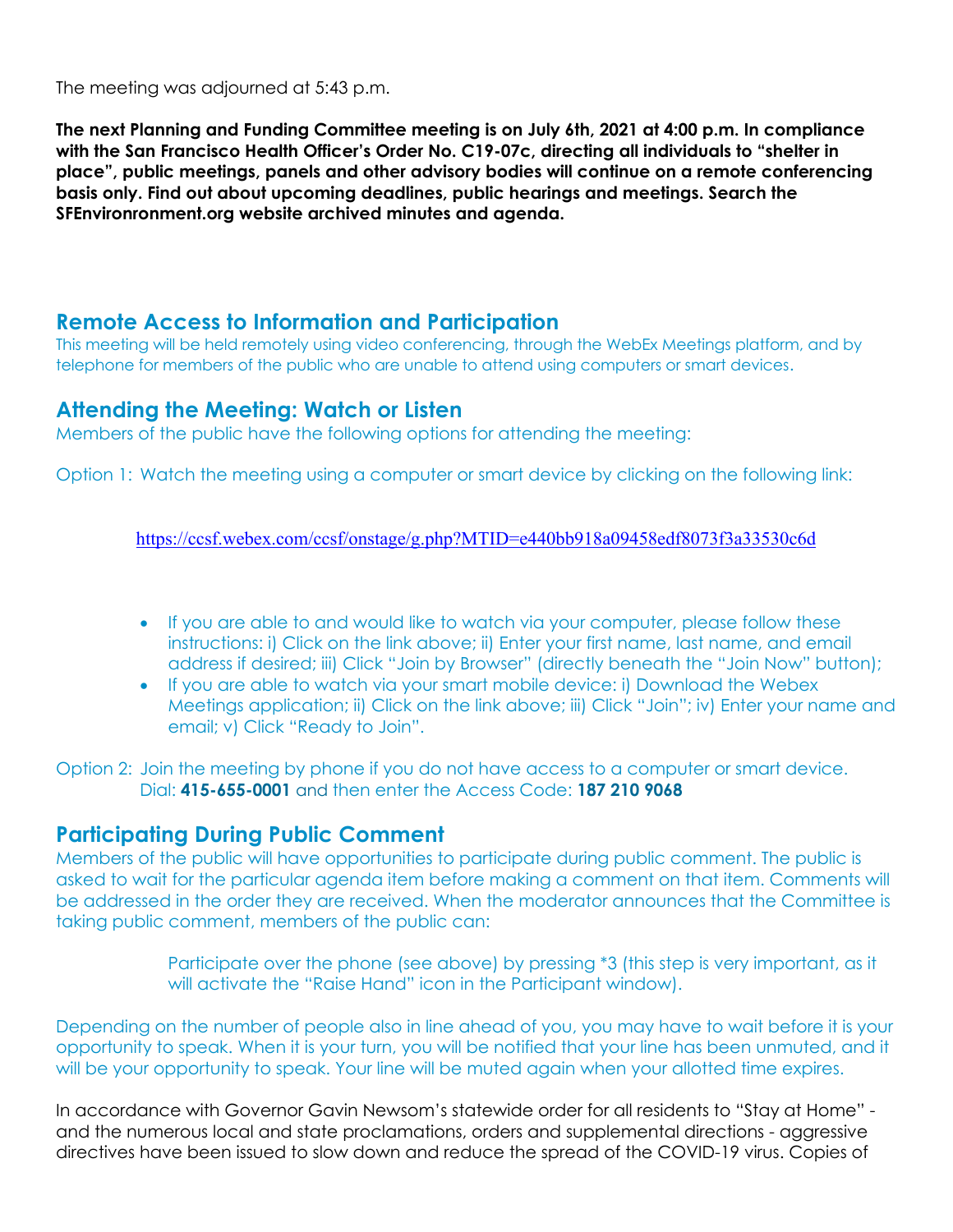The meeting was adjourned at 5:43 p.m.

**The next Planning and Funding Committee meeting is on July 6th, 2021 at 4:00 p.m. In compliance with the San Francisco Health Officer's Order No. C19-07c, directing all individuals to "shelter in place", public meetings, panels and other advisory bodies will continue on a remote conferencing basis only. Find out about upcoming deadlines, public hearings and meetings. Search the SFEnvironronment.org website archived minutes and agenda.**

## Remote Access to Information and Participation

This meeting will be held remotely using video conferencing, through the WebEx Meetings platform, and by telephone for members of the public who are unable to attend using computers or smart devices.

## Attending the Meeting: Watch or Listen

Members of the public have the following options for attending the meeting:

Option 1: Watch the meeting using a computer or smart device by clicking on the following link:

https://ccsf.webex.com/ccsf/onstage/g.php?MTID=e440bb918a09458edf8073f3a33530c6d

- If you are able to and would like to watch via your computer, please follow these instructions: i) Click on the link above; ii) Enter your first name, last name, and email address if desired; iii) Click "Join by Browser" (directly beneath the "Join Now" button);
- If you are able to watch via your smart mobile device: i) Download the Webex Meetings application; ii) Click on the link above; iii) Click "Join"; iv) Enter your name and email; v) Click "Ready to Join".

Option 2: Join the meeting by phone if you do not have access to a computer or smart device. Dial: **415-655-0001** and then enter the Access Code: **187 210 9068**

## Participating During Public Comment

Members of the public will have opportunities to participate during public comment. The public is asked to wait for the particular agenda item before making a comment on that item. Comments will be addressed in the order they are received. When the moderator announces that the Committee is taking public comment, members of the public can:

> Participate over the phone (see above) by pressing *3 (this step is very important, as it will activate the "Raise Hand" icon in the Participant window).

Depending on the number of people also in line ahead of you, you may have to wait before it is your opportunity to speak. When it is your turn, you will be notified that your line has been unmuted, and it will be your opportunity to speak. Your line will be muted again when your allotted time expires.

In accordance with Governor Gavin Newsom's statewide order for all residents to "Stay at Home" - and the numerous local and state proclamations, orders and supplemental directions - aggressive directives have been issued to slow down and reduce the spread of the COVID-19 virus. Copies of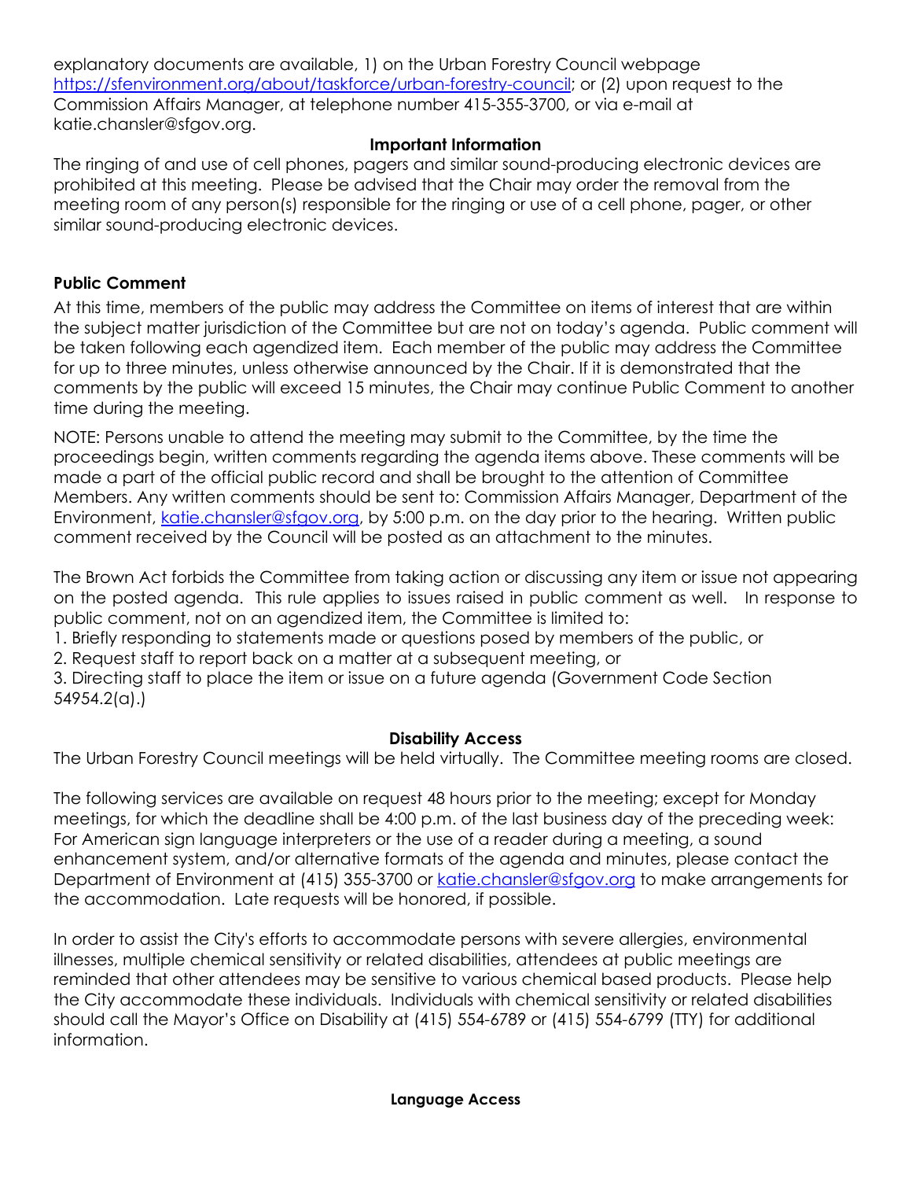explanatory documents are available, 1) on the Urban Forestry Council webpage https://sfenvironment.org/about/taskforce/urban-forestry-council; or (2) upon request to the Commission Affairs Manager, at telephone number 415-355-3700, or via e-mail at katie.chansler@sfgov.org.

**Important Information**

The ringing of and use of cell phones, pagers and similar sound-producing electronic devices are prohibited at this meeting. Please be advised that the Chair may order the removal from the meeting room of any person(s) responsible for the ringing or use of a cell phone, pager, or other similar sound-producing electronic devices.

**Public Comment**

At this time, members of the public may address the Committee on items of interest that are within the subject matter jurisdiction of the Committee but are not on today's agenda. Public comment will be taken following each agendized item. Each member of the public may address the Committee for up to three minutes, unless otherwise announced by the Chair. If it is demonstrated that the comments by the public will exceed 15 minutes, the Chair may continue Public Comment to another time during the meeting.

NOTE: Persons unable to attend the meeting may submit to the Committee, by the time the proceedings begin, written comments regarding the agenda items above. These comments will be made a part of the official public record and shall be brought to the attention of Committee Members. Any written comments should be sent to: Commission Affairs Manager, Department of the Environment, katie.chansler@sfgov.org, by 5:00 p.m. on the day prior to the hearing. Written public comment received by the Council will be posted as an attachment to the minutes.

The Brown Act forbids the Committee from taking action or discussing any item or issue not appearing on the posted agenda. This rule applies to issues raised in public comment as well. In response to public comment, not on an agendized item, the Committee is limited to:

1. Briefly responding to statements made or questions posed by members of the public, or
2. Request staff to report back on a matter at a subsequent meeting, or
3. Directing staff to place the item or issue on a future agenda (Government Code Section 54954.2(a).)

**Disability Access**

The Urban Forestry Council meetings will be held virtually. The Committee meeting rooms are closed.

The following services are available on request 48 hours prior to the meeting; except for Monday meetings, for which the deadline shall be 4:00 p.m. of the last business day of the preceding week: For American sign language interpreters or the use of a reader during a meeting, a sound enhancement system, and/or alternative formats of the agenda and minutes, please contact the Department of Environment at (415) 355-3700 or katie.chansler@sfgov.org to make arrangements for the accommodation. Late requests will be honored, if possible.

In order to assist the City's efforts to accommodate persons with severe allergies, environmental illnesses, multiple chemical sensitivity or related disabilities, attendees at public meetings are reminded that other attendees may be sensitive to various chemical based products. Please help the City accommodate these individuals. Individuals with chemical sensitivity or related disabilities should call the Mayor's Office on Disability at (415) 554-6789 or (415) 554-6799 (TTY) for additional information.

**Language Access**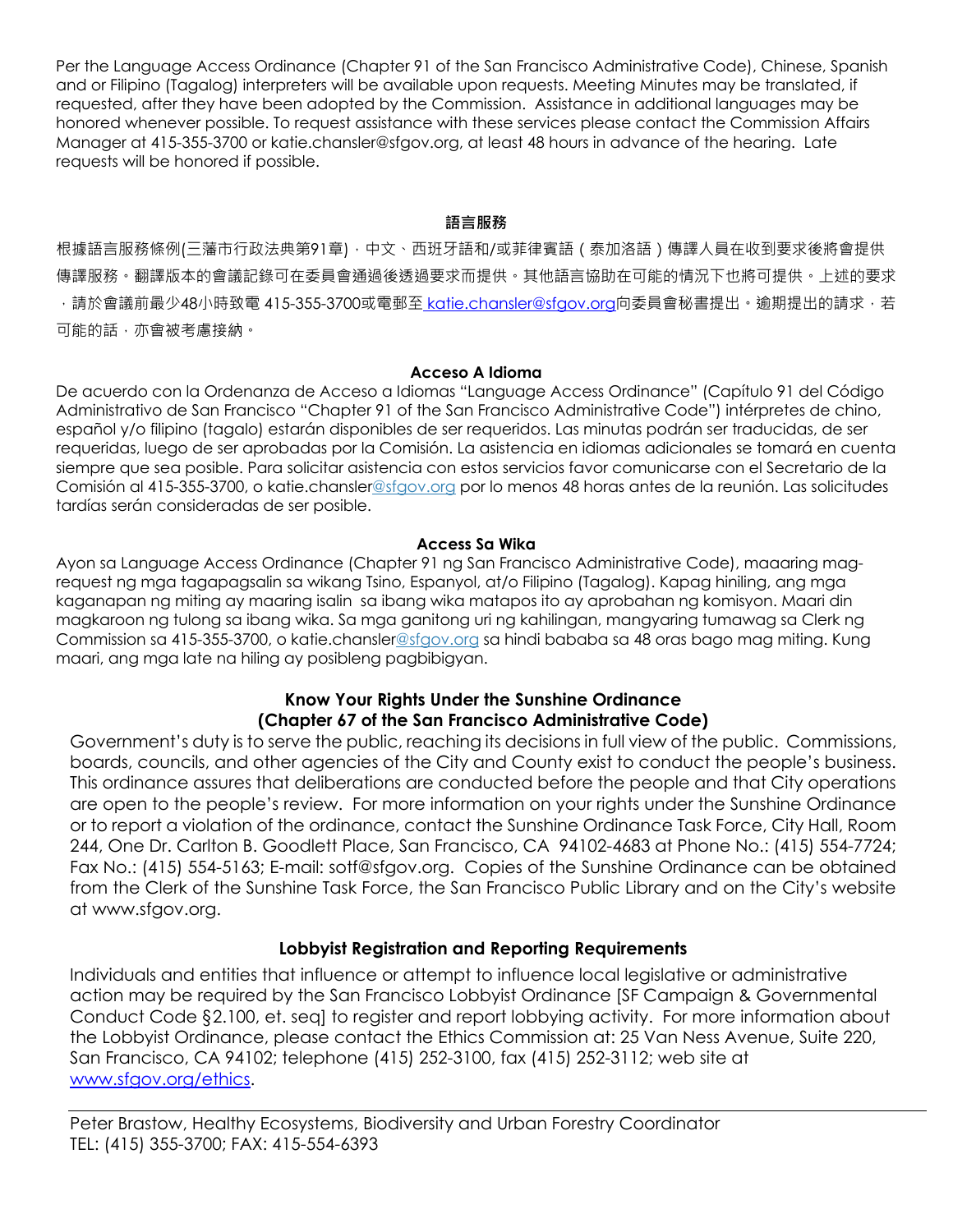Per the Language Access Ordinance (Chapter 91 of the San Francisco Administrative Code), Chinese, Spanish and or Filipino (Tagalog) interpreters will be available upon requests. Meeting Minutes may be translated, if requested, after they have been adopted by the Commission. Assistance in additional languages may be honored whenever possible. To request assistance with these services please contact the Commission Affairs Manager at 415-355-3700 or katie.chansler@sfgov.org, at least 48 hours in advance of the hearing. Late requests will be honored if possible.

**語言服務**

根據語言服務條例(三藩市行政法典第91章)，中文、西班牙語和/或菲律賓語（泰加洛語）傳譯人員在收到要求後將會提供傳譯服務。翻譯版本的會議記錄可在委員會通過後透過要求而提供。其他語言協助在可能的情況下也將可提供。上述的要求，請於會議前最少48小時致電 415-355-3700或電郵至 katie.chansler@sfgov.org向委員會秘書提出。逾期提出的請求，若可能的話，亦會被考慮接納。

**Acceso A Idioma**

De acuerdo con la Ordenanza de Acceso a Idiomas “Language Access Ordinance” (Capítulo 91 del Código Administrativo de San Francisco “Chapter 91 of the San Francisco Administrative Code”) intérpretes de chino, español y/o filipino (tagalo) estarán disponibles de ser requeridos. Las minutas podrán ser traducidas, de ser requeridas, luego de ser aprobadas por la Comisión. La asistencia en idiomas adicionales se tomará en cuenta siempre que sea posible. Para solicitar asistencia con estos servicios favor comunicarse con el Secretario de la Comisión al 415-355-3700, o katie.chansler@sfgov.org por lo menos 48 horas antes de la reunión. Las solicitudes tardías serán consideradas de ser posible.

**Access Sa Wika**

Ayon sa Language Access Ordinance (Chapter 91 ng San Francisco Administrative Code), maaaring mag-request ng mga tagapagsalin sa wikang Tsino, Espanyol, at/o Filipino (Tagalog). Kapag hiniling, ang mga kaganapan ng miting ay maaring isalin sa ibang wika matapos ito ay aprobahan ng komisyon. Maari din magkaroon ng tulong sa ibang wika. Sa mga ganitong uri ng kahilingan, mangyaring tumawag sa Clerk ng Commission sa 415-355-3700, o katie.chansler@sfgov.org sa hindi bababa sa 48 oras bago mag miting. Kung maari, ang mga late na hiling ay posibleng pagbibigyan.

**Know Your Rights Under the Sunshine Ordinance**
**(Chapter 67 of the San Francisco Administrative Code)**

Government's duty is to serve the public, reaching its decisions in full view of the public. Commissions, boards, councils, and other agencies of the City and County exist to conduct the people's business. This ordinance assures that deliberations are conducted before the people and that City operations are open to the people's review. For more information on your rights under the Sunshine Ordinance or to report a violation of the ordinance, contact the Sunshine Ordinance Task Force, City Hall, Room 244, One Dr. Carlton B. Goodlett Place, San Francisco, CA 94102-4683 at Phone No.: (415) 554-7724; Fax No.: (415) 554-5163; E-mail: sotf@sfgov.org. Copies of the Sunshine Ordinance can be obtained from the Clerk of the Sunshine Task Force, the San Francisco Public Library and on the City's website at www.sfgov.org.

**Lobbyist Registration and Reporting Requirements**

Individuals and entities that influence or attempt to influence local legislative or administrative action may be required by the San Francisco Lobbyist Ordinance [SF Campaign & Governmental Conduct Code §2.100, et. seq] to register and report lobbying activity. For more information about the Lobbyist Ordinance, please contact the Ethics Commission at: 25 Van Ness Avenue, Suite 220, San Francisco, CA 94102; telephone (415) 252-3100, fax (415) 252-3112; web site at www.sfgov.org/ethics.

---

Peter Brastow, Healthy Ecosystems, Biodiversity and Urban Forestry Coordinator
TEL: (415) 355-3700; FAX: 415-554-6393